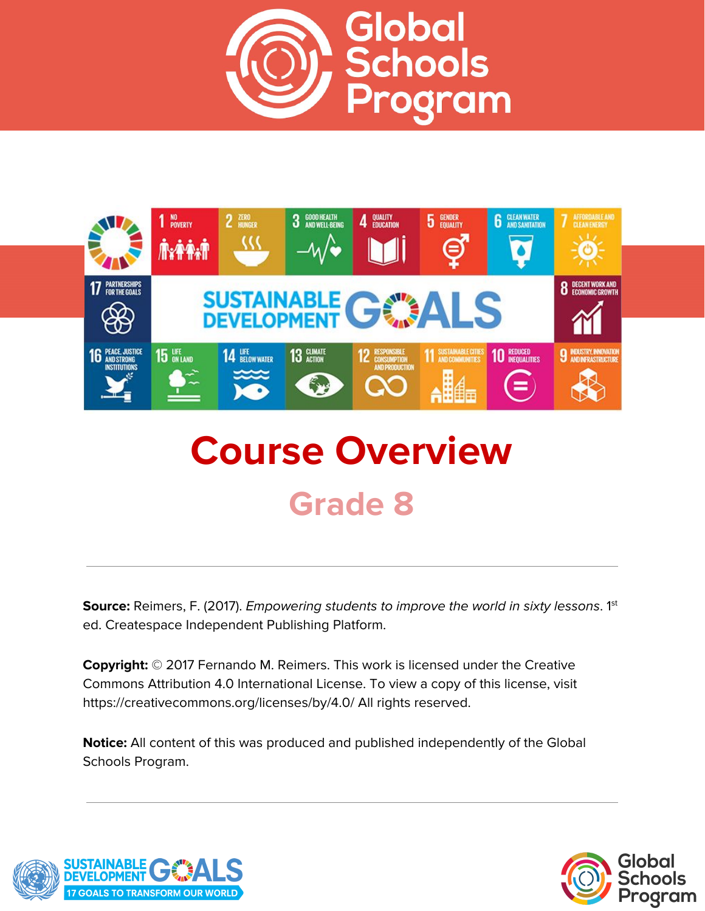# Global Schools Program

# Course Overview

## Grade 8

---

**Source:** Reimers, F. (2017). *Empowering students to improve the world in sixty lessons*. 1st ed. Createspace Independent Publishing Platform.

**Copyright:** © 2017 Fernando M. Reimers. This work is licensed under the Creative Commons Attribution 4.0 International License. To view a copy of this license, visit https://creativecommons.org/licenses/by/4.0/ All rights reserved.

**Notice:** All content of this was produced and published independently of the Global Schools Program.

---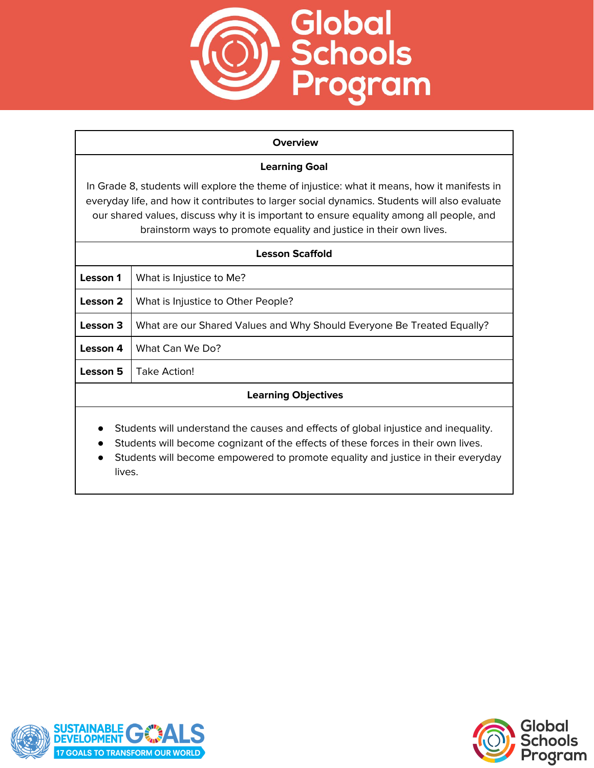## Overview

### Learning Goal

In Grade 8, students will explore the theme of injustice: what it means, how it manifests in everyday life, and how it contributes to larger social dynamics. Students will also evaluate our shared values, discuss why it is important to ensure equality among all people, and brainstorm ways to promote equality and justice in their own lives.

### Lesson Scaffold

| | |
|---|---|
| **Lesson 1** | What is Injustice to Me? |
| **Lesson 2** | What is Injustice to Other People? |
| **Lesson 3** | What are our Shared Values and Why Should Everyone Be Treated Equally? |
| **Lesson 4** | What Can We Do? |
| **Lesson 5** | Take Action! |

### Learning Objectives

- Students will understand the causes and effects of global injustice and inequality.
- Students will become cognizant of the effects of these forces in their own lives.
- Students will become empowered to promote equality and justice in their everyday lives.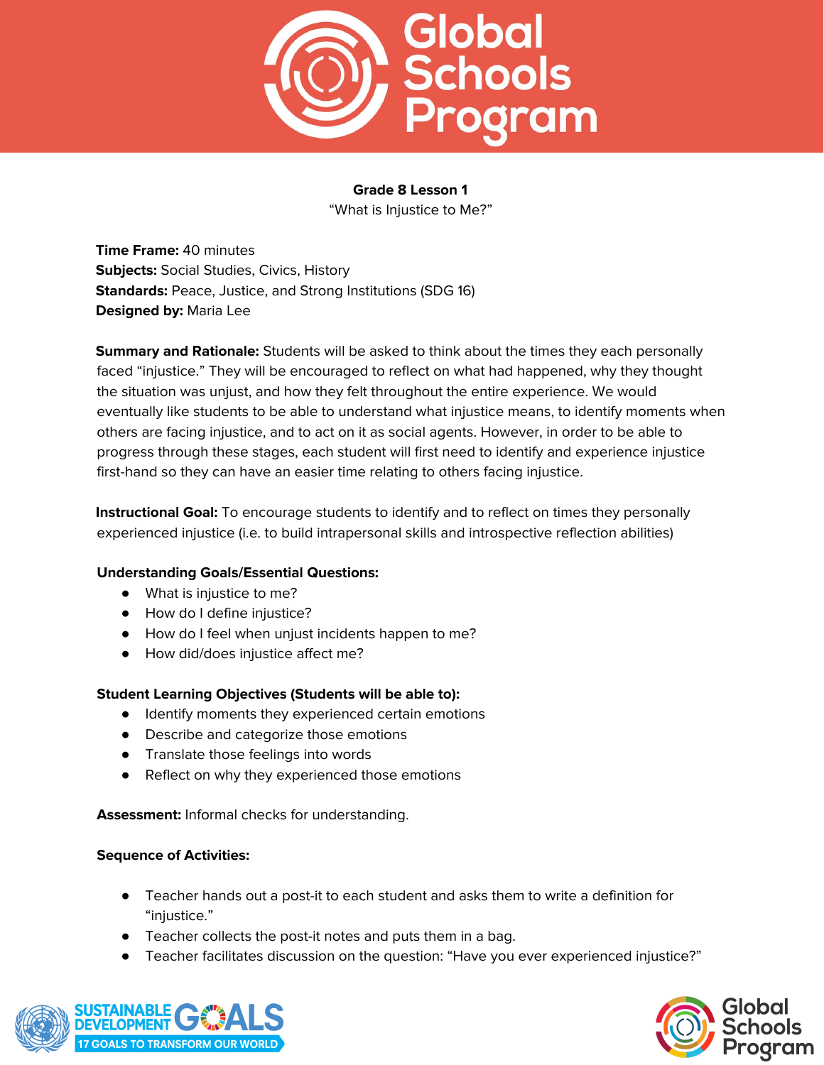**Grade 8 Lesson 1**
"What is Injustice to Me?"

**Time Frame:** 40 minutes
**Subjects:** Social Studies, Civics, History
**Standards:** Peace, Justice, and Strong Institutions (SDG 16)
**Designed by:** Maria Lee

**Summary and Rationale:** Students will be asked to think about the times they each personally faced "injustice." They will be encouraged to reflect on what had happened, why they thought the situation was unjust, and how they felt throughout the entire experience. We would eventually like students to be able to understand what injustice means, to identify moments when others are facing injustice, and to act on it as social agents. However, in order to be able to progress through these stages, each student will first need to identify and experience injustice first-hand so they can have an easier time relating to others facing injustice.

**Instructional Goal:** To encourage students to identify and to reflect on times they personally experienced injustice (i.e. to build intrapersonal skills and introspective reflection abilities)

**Understanding Goals/Essential Questions:**

- What is injustice to me?
- How do I define injustice?
- How do I feel when unjust incidents happen to me?
- How did/does injustice affect me?

**Student Learning Objectives (Students will be able to):**

- Identify moments they experienced certain emotions
- Describe and categorize those emotions
- Translate those feelings into words
- Reflect on why they experienced those emotions

**Assessment:** Informal checks for understanding.

**Sequence of Activities:**

- Teacher hands out a post-it to each student and asks them to write a definition for "injustice."
- Teacher collects the post-it notes and puts them in a bag.
- Teacher facilitates discussion on the question: "Have you ever experienced injustice?"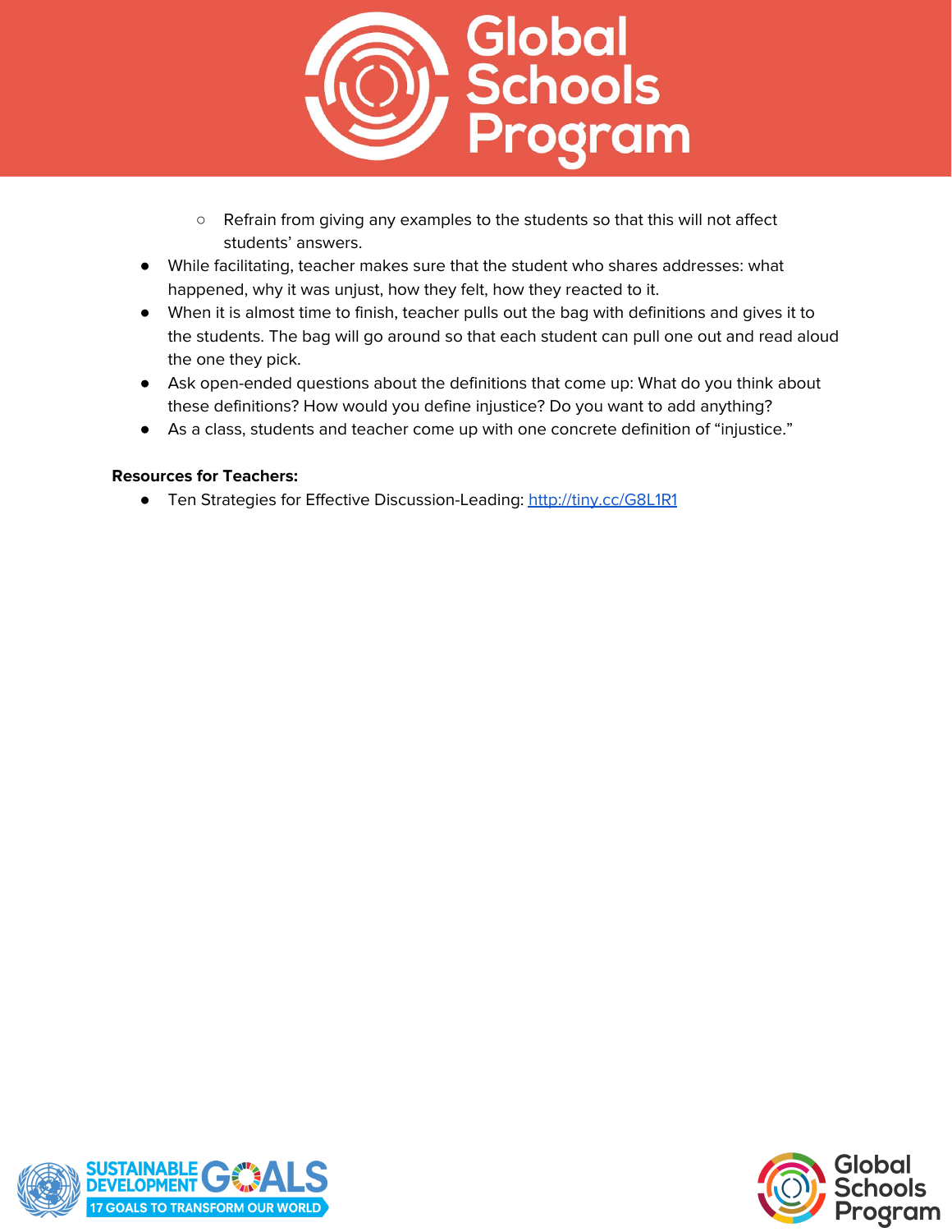- Refrain from giving any examples to the students so that this will not affect students' answers.
- While facilitating, teacher makes sure that the student who shares addresses: what happened, why it was unjust, how they felt, how they reacted to it.
- When it is almost time to finish, teacher pulls out the bag with definitions and gives it to the students. The bag will go around so that each student can pull one out and read aloud the one they pick.
- Ask open-ended questions about the definitions that come up: What do you think about these definitions? How would you define injustice? Do you want to add anything?
- As a class, students and teacher come up with one concrete definition of "injustice."

**Resources for Teachers:**

- Ten Strategies for Effective Discussion-Leading: [http://tiny.cc/G8L1R1](http://tiny.cc/G8L1R1)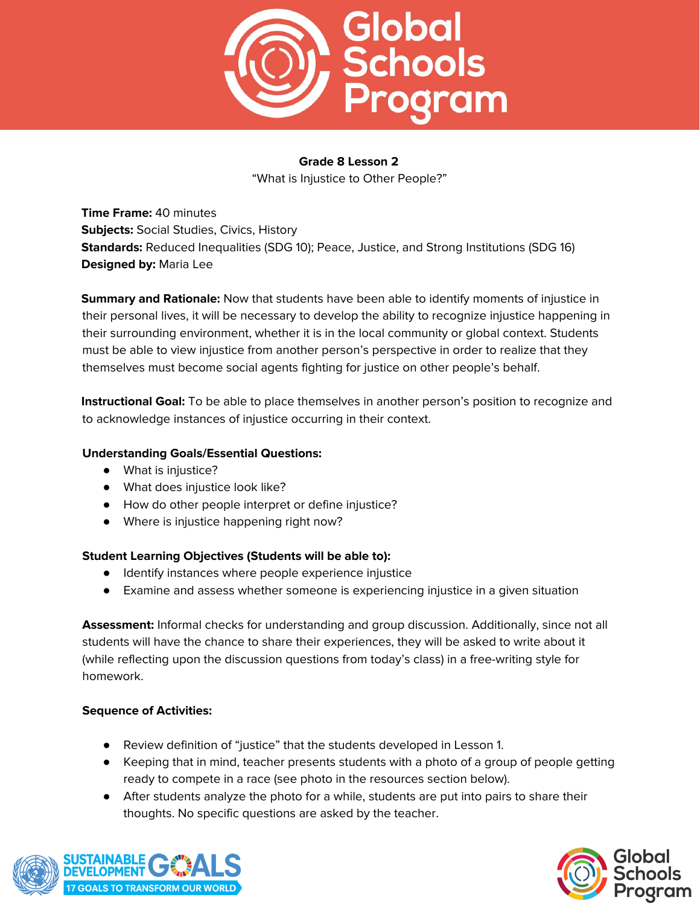**Grade 8 Lesson 2**

"What is Injustice to Other People?"

**Time Frame:** 40 minutes
**Subjects:** Social Studies, Civics, History
**Standards:** Reduced Inequalities (SDG 10); Peace, Justice, and Strong Institutions (SDG 16)
**Designed by:** Maria Lee

**Summary and Rationale:** Now that students have been able to identify moments of injustice in their personal lives, it will be necessary to develop the ability to recognize injustice happening in their surrounding environment, whether it is in the local community or global context. Students must be able to view injustice from another person's perspective in order to realize that they themselves must become social agents fighting for justice on other people's behalf.

**Instructional Goal:** To be able to place themselves in another person's position to recognize and to acknowledge instances of injustice occurring in their context.

**Understanding Goals/Essential Questions:**

- What is injustice?
- What does injustice look like?
- How do other people interpret or define injustice?
- Where is injustice happening right now?

**Student Learning Objectives (Students will be able to):**

- Identify instances where people experience injustice
- Examine and assess whether someone is experiencing injustice in a given situation

**Assessment:** Informal checks for understanding and group discussion. Additionally, since not all students will have the chance to share their experiences, they will be asked to write about it (while reflecting upon the discussion questions from today's class) in a free-writing style for homework.

**Sequence of Activities:**

- Review definition of "justice" that the students developed in Lesson 1.
- Keeping that in mind, teacher presents students with a photo of a group of people getting ready to compete in a race (see photo in the resources section below).
- After students analyze the photo for a while, students are put into pairs to share their thoughts. No specific questions are asked by the teacher.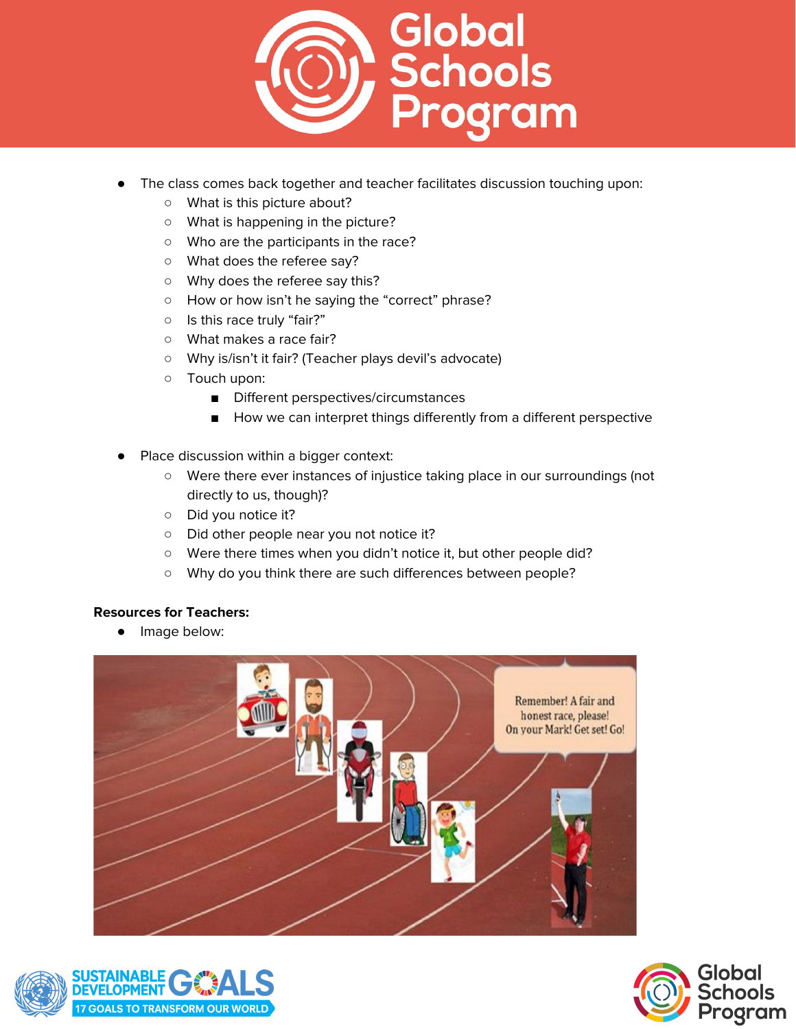- The class comes back together and teacher facilitates discussion touching upon:
  - What is this picture about?
  - What is happening in the picture?
  - Who are the participants in the race?
  - What does the referee say?
  - Why does the referee say this?
  - How or how isn't he saying the "correct" phrase?
  - Is this race truly "fair?"
  - What makes a race fair?
  - Why is/isn't it fair? (Teacher plays devil's advocate)
  - Touch upon:
    - Different perspectives/circumstances
    - How we can interpret things differently from a different perspective

- Place discussion within a bigger context:
  - Were there ever instances of injustice taking place in our surroundings (not directly to us, though)?
  - Did you notice it?
  - Did other people near you not notice it?
  - Were there times when you didn't notice it, but other people did?
  - Why do you think there are such differences between people?

**Resources for Teachers:**

- Image below: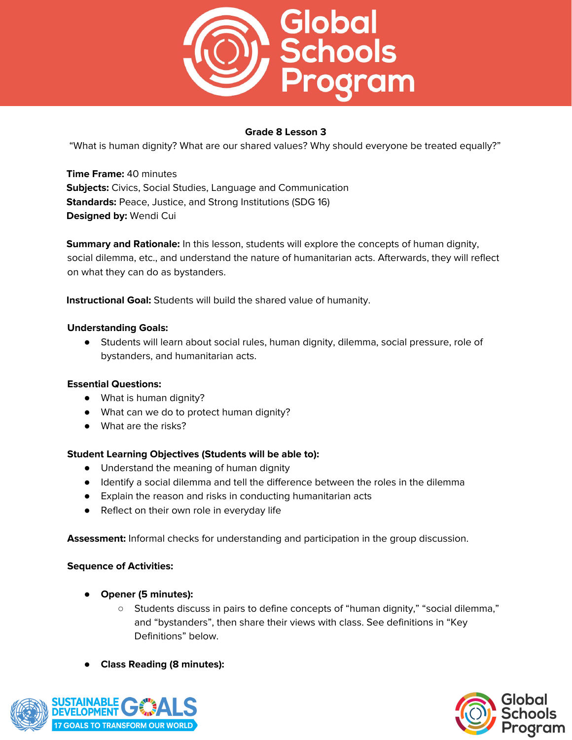**Grade 8 Lesson 3**

"What is human dignity? What are our shared values? Why should everyone be treated equally?"

**Time Frame:** 40 minutes
**Subjects:** Civics, Social Studies, Language and Communication
**Standards:** Peace, Justice, and Strong Institutions (SDG 16)
**Designed by:** Wendi Cui

**Summary and Rationale:** In this lesson, students will explore the concepts of human dignity, social dilemma, etc., and understand the nature of humanitarian acts. Afterwards, they will reflect on what they can do as bystanders.

**Instructional Goal:** Students will build the shared value of humanity.

**Understanding Goals:**

- Students will learn about social rules, human dignity, dilemma, social pressure, role of bystanders, and humanitarian acts.

**Essential Questions:**

- What is human dignity?
- What can we do to protect human dignity?
- What are the risks?

**Student Learning Objectives (Students will be able to):**

- Understand the meaning of human dignity
- Identify a social dilemma and tell the difference between the roles in the dilemma
- Explain the reason and risks in conducting humanitarian acts
- Reflect on their own role in everyday life

**Assessment:** Informal checks for understanding and participation in the group discussion.

**Sequence of Activities:**

- **Opener (5 minutes):**
    - Students discuss in pairs to define concepts of "human dignity," "social dilemma," and "bystanders", then share their views with class. See definitions in "Key Definitions" below.
- **Class Reading (8 minutes):**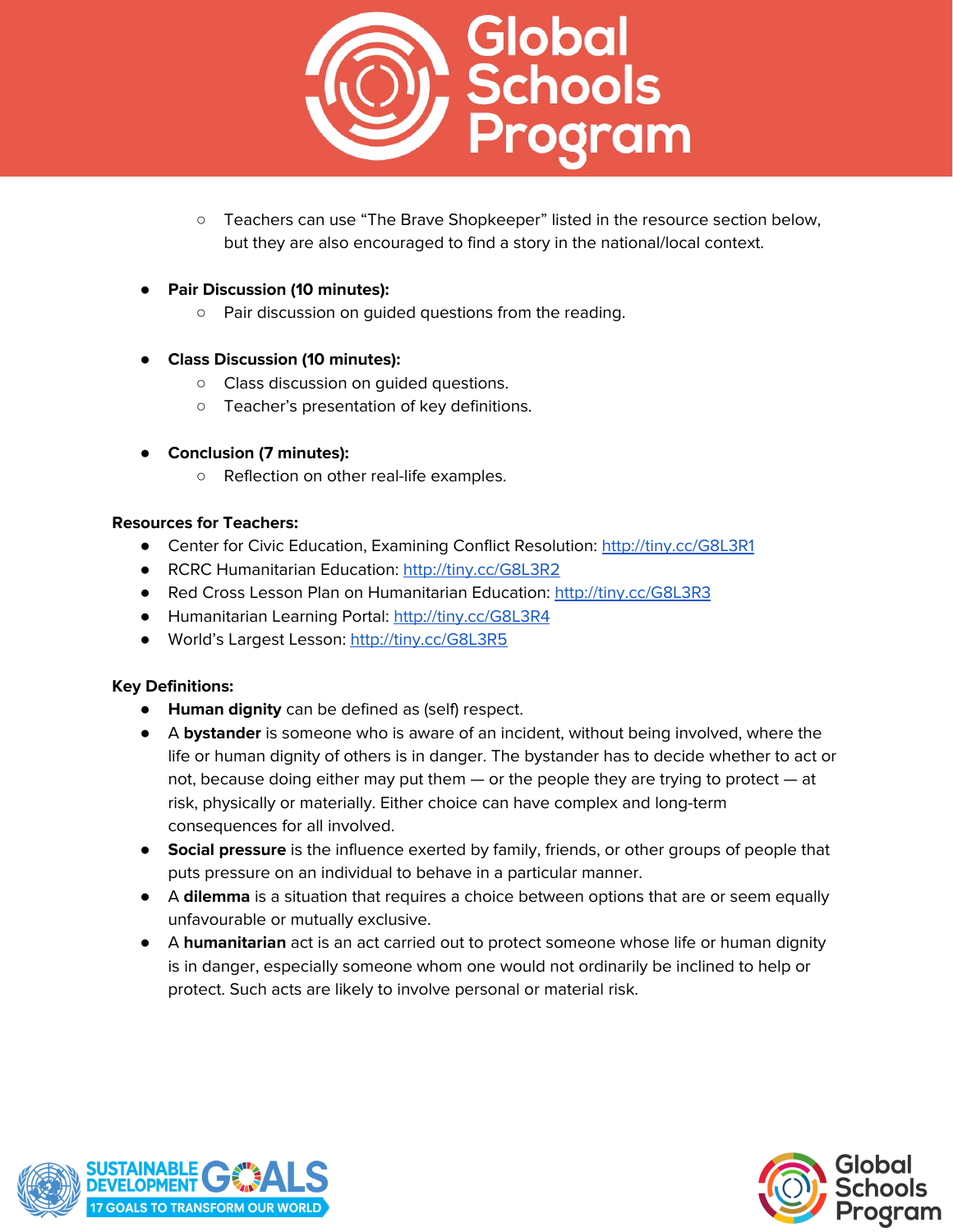- Teachers can use "The Brave Shopkeeper" listed in the resource section below, but they are also encouraged to find a story in the national/local context.

- **Pair Discussion (10 minutes):**
  - Pair discussion on guided questions from the reading.

- **Class Discussion (10 minutes):**
  - Class discussion on guided questions.
  - Teacher's presentation of key definitions.

- **Conclusion (7 minutes):**
  - Reflection on other real-life examples.

**Resources for Teachers:**

- Center for Civic Education, Examining Conflict Resolution: http://tiny.cc/G8L3R1
- RCRC Humanitarian Education: http://tiny.cc/G8L3R2
- Red Cross Lesson Plan on Humanitarian Education: http://tiny.cc/G8L3R3
- Humanitarian Learning Portal: http://tiny.cc/G8L3R4
- World's Largest Lesson: http://tiny.cc/G8L3R5

**Key Definitions:**

- **Human dignity** can be defined as (self) respect.
- A **bystander** is someone who is aware of an incident, without being involved, where the life or human dignity of others is in danger. The bystander has to decide whether to act or not, because doing either may put them — or the people they are trying to protect — at risk, physically or materially. Either choice can have complex and long-term consequences for all involved.
- **Social pressure** is the influence exerted by family, friends, or other groups of people that puts pressure on an individual to behave in a particular manner.
- A **dilemma** is a situation that requires a choice between options that are or seem equally unfavourable or mutually exclusive.
- A **humanitarian** act is an act carried out to protect someone whose life or human dignity is in danger, especially someone whom one would not ordinarily be inclined to help or protect. Such acts are likely to involve personal or material risk.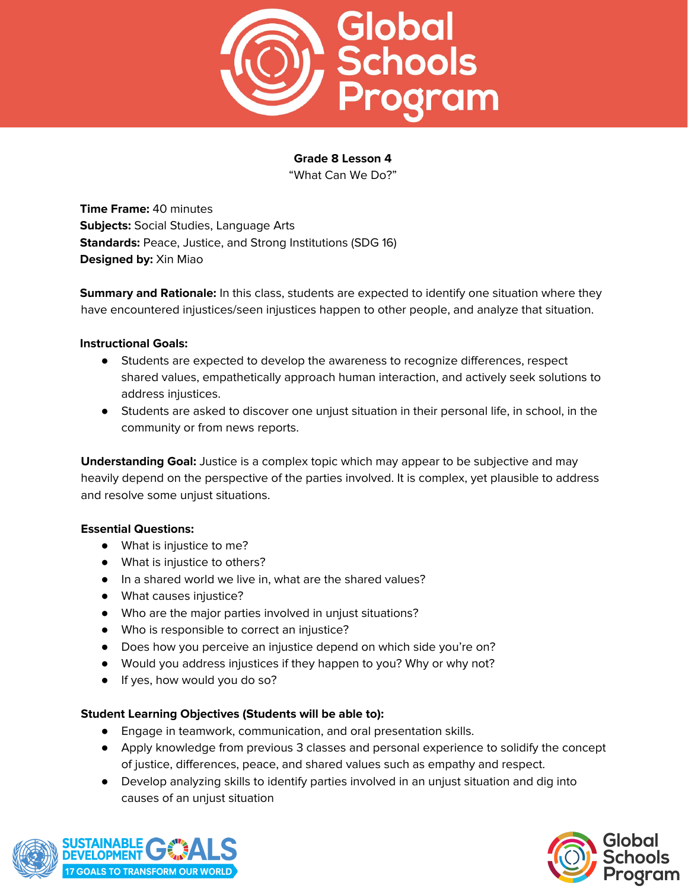**Grade 8 Lesson 4**
"What Can We Do?"

**Time Frame:** 40 minutes
**Subjects:** Social Studies, Language Arts
**Standards:** Peace, Justice, and Strong Institutions (SDG 16)
**Designed by:** Xin Miao

**Summary and Rationale:** In this class, students are expected to identify one situation where they have encountered injustices/seen injustices happen to other people, and analyze that situation.

**Instructional Goals:**

- Students are expected to develop the awareness to recognize differences, respect shared values, empathetically approach human interaction, and actively seek solutions to address injustices.
- Students are asked to discover one unjust situation in their personal life, in school, in the community or from news reports.

**Understanding Goal:** Justice is a complex topic which may appear to be subjective and may heavily depend on the perspective of the parties involved. It is complex, yet plausible to address and resolve some unjust situations.

**Essential Questions:**

- What is injustice to me?
- What is injustice to others?
- In a shared world we live in, what are the shared values?
- What causes injustice?
- Who are the major parties involved in unjust situations?
- Who is responsible to correct an injustice?
- Does how you perceive an injustice depend on which side you're on?
- Would you address injustices if they happen to you? Why or why not?
- If yes, how would you do so?

**Student Learning Objectives (Students will be able to):**

- Engage in teamwork, communication, and oral presentation skills.
- Apply knowledge from previous 3 classes and personal experience to solidify the concept of justice, differences, peace, and shared values such as empathy and respect.
- Develop analyzing skills to identify parties involved in an unjust situation and dig into causes of an unjust situation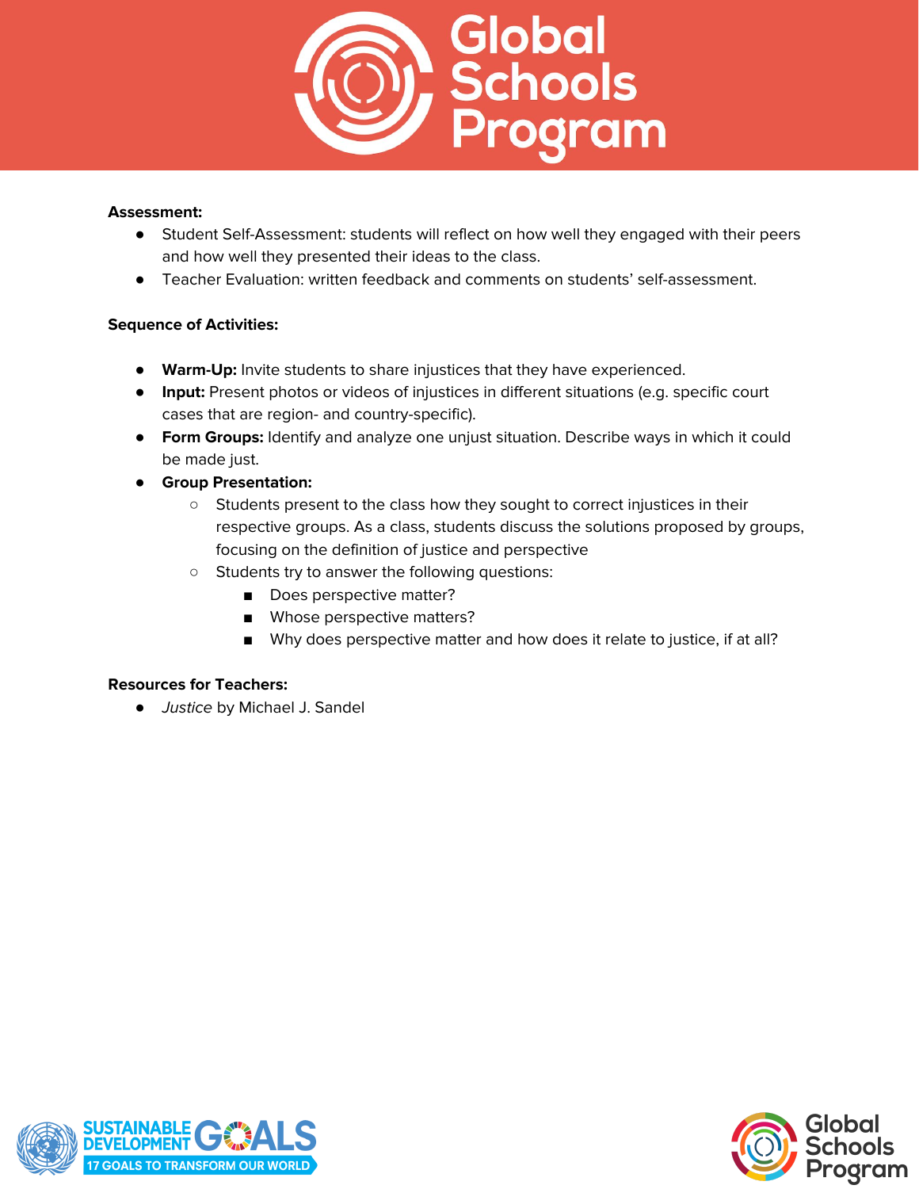**Assessment:**

- Student Self-Assessment: students will reflect on how well they engaged with their peers and how well they presented their ideas to the class.
- Teacher Evaluation: written feedback and comments on students' self-assessment.

**Sequence of Activities:**

- **Warm-Up:** Invite students to share injustices that they have experienced.
- **Input:** Present photos or videos of injustices in different situations (e.g. specific court cases that are region- and country-specific).
- **Form Groups:** Identify and analyze one unjust situation. Describe ways in which it could be made just.
- **Group Presentation:**
  - Students present to the class how they sought to correct injustices in their respective groups. As a class, students discuss the solutions proposed by groups, focusing on the definition of justice and perspective
  - Students try to answer the following questions:
    - Does perspective matter?
    - Whose perspective matters?
    - Why does perspective matter and how does it relate to justice, if at all?

**Resources for Teachers:**

- *Justice* by Michael J. Sandel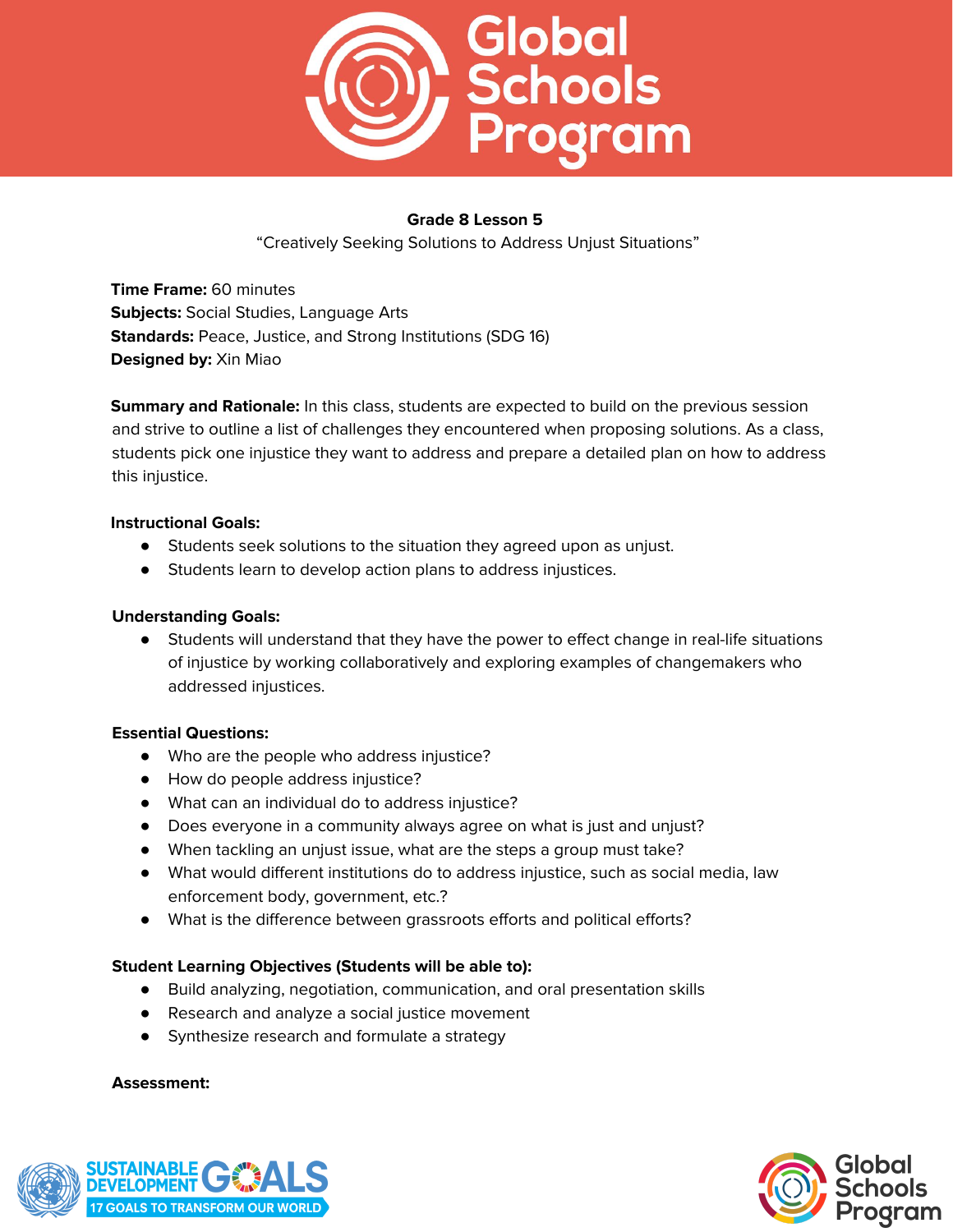**Grade 8 Lesson 5**

"Creatively Seeking Solutions to Address Unjust Situations"

**Time Frame:** 60 minutes
**Subjects:** Social Studies, Language Arts
**Standards:** Peace, Justice, and Strong Institutions (SDG 16)
**Designed by:** Xin Miao

**Summary and Rationale:** In this class, students are expected to build on the previous session and strive to outline a list of challenges they encountered when proposing solutions. As a class, students pick one injustice they want to address and prepare a detailed plan on how to address this injustice.

**Instructional Goals:**

- Students seek solutions to the situation they agreed upon as unjust.
- Students learn to develop action plans to address injustices.

**Understanding Goals:**

- Students will understand that they have the power to effect change in real-life situations of injustice by working collaboratively and exploring examples of changemakers who addressed injustices.

**Essential Questions:**

- Who are the people who address injustice?
- How do people address injustice?
- What can an individual do to address injustice?
- Does everyone in a community always agree on what is just and unjust?
- When tackling an unjust issue, what are the steps a group must take?
- What would different institutions do to address injustice, such as social media, law enforcement body, government, etc.?
- What is the difference between grassroots efforts and political efforts?

**Student Learning Objectives (Students will be able to):**

- Build analyzing, negotiation, communication, and oral presentation skills
- Research and analyze a social justice movement
- Synthesize research and formulate a strategy

**Assessment:**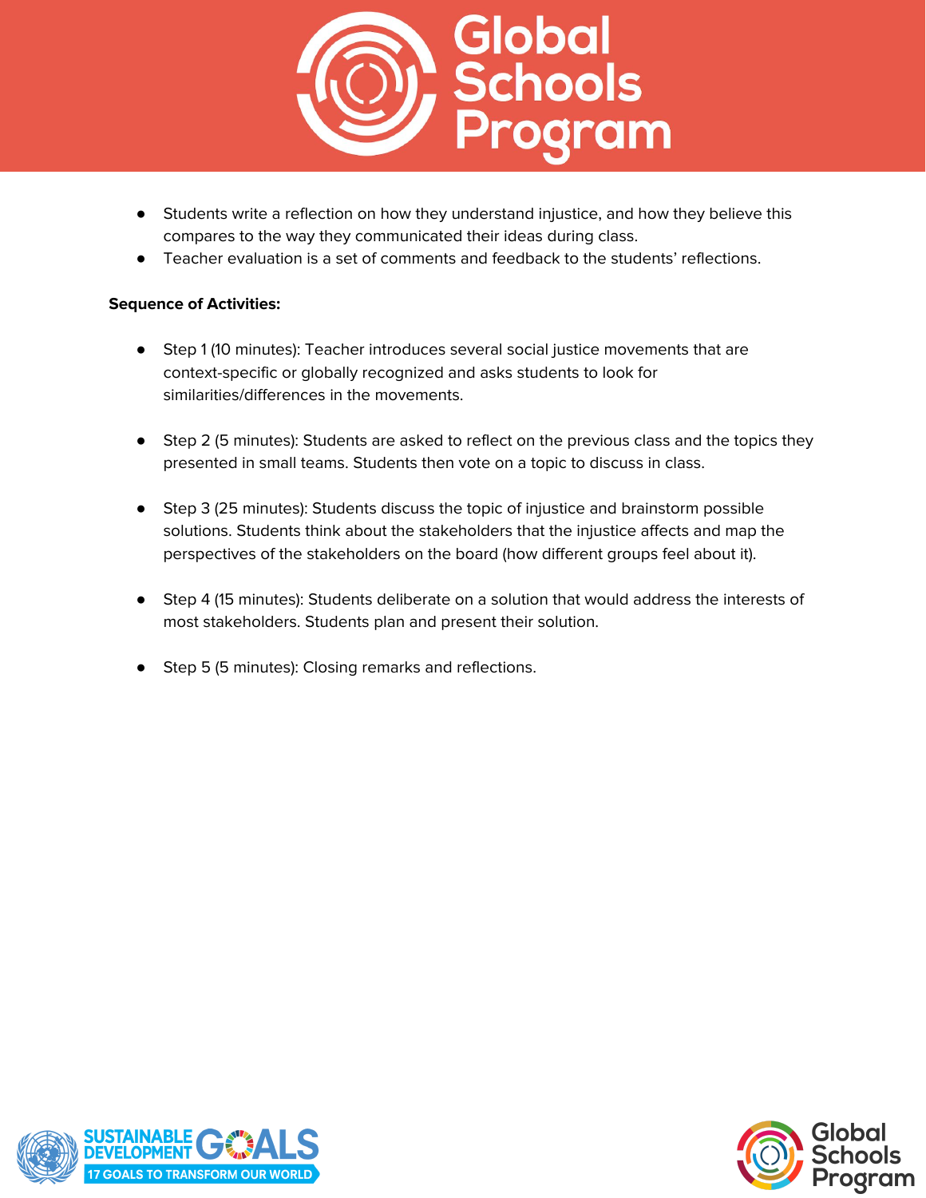- Students write a reflection on how they understand injustice, and how they believe this compares to the way they communicated their ideas during class.
- Teacher evaluation is a set of comments and feedback to the students' reflections.

**Sequence of Activities:**

- Step 1 (10 minutes): Teacher introduces several social justice movements that are context-specific or globally recognized and asks students to look for similarities/differences in the movements.

- Step 2 (5 minutes): Students are asked to reflect on the previous class and the topics they presented in small teams. Students then vote on a topic to discuss in class.

- Step 3 (25 minutes): Students discuss the topic of injustice and brainstorm possible solutions. Students think about the stakeholders that the injustice affects and map the perspectives of the stakeholders on the board (how different groups feel about it).

- Step 4 (15 minutes): Students deliberate on a solution that would address the interests of most stakeholders. Students plan and present their solution.

- Step 5 (5 minutes): Closing remarks and reflections.